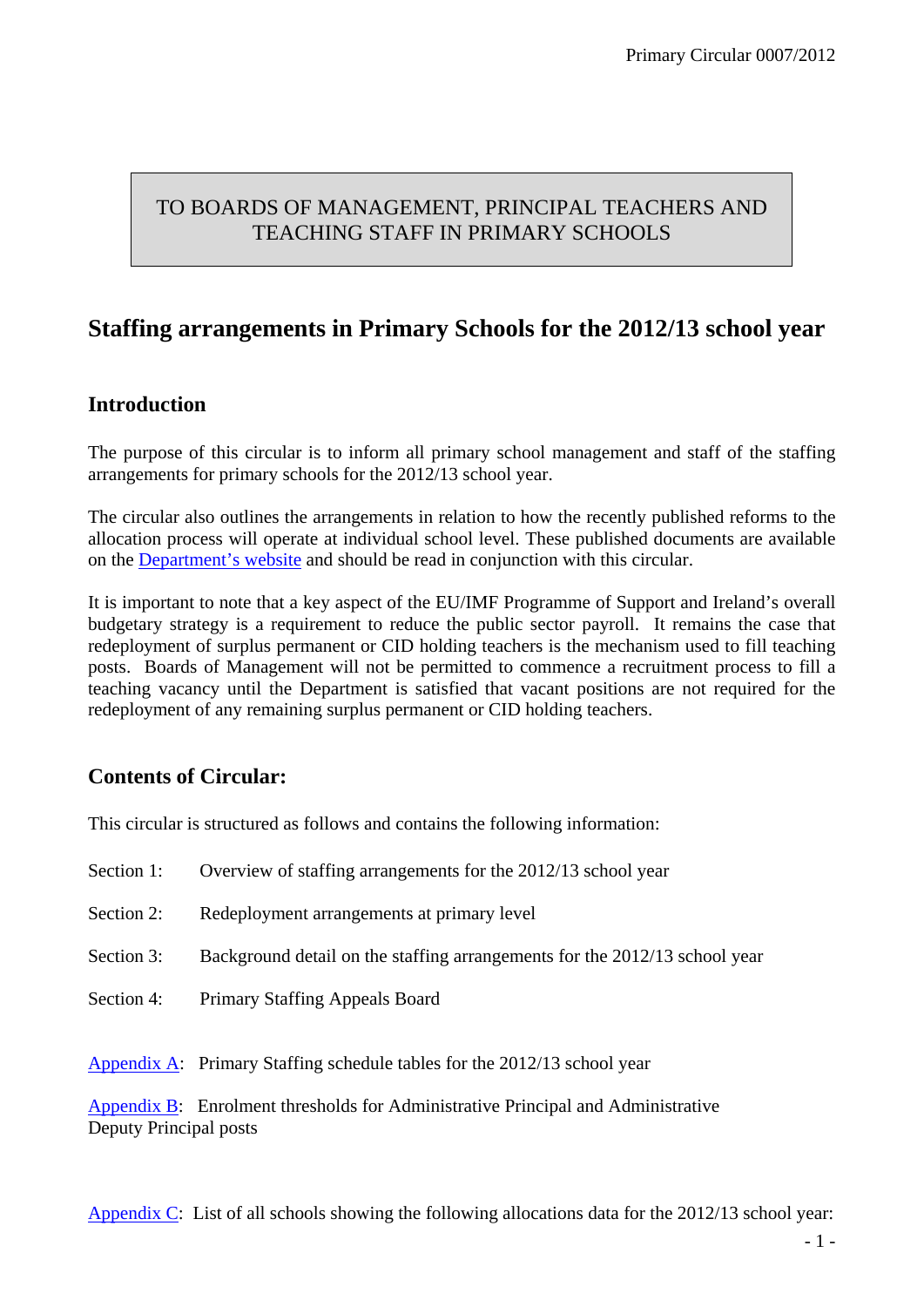TO BOARDS OF MANAGEMENT, PRINCIPAL TEACHERS AND TEACHING STAFF IN PRIMARY SCHOOLS

# Staffing arrangements in Primary Schools for the 2012/13 school year

## Introduction

The purpose of this circular is to inform all primary school management and staff of the staffing arrangements for primary schools for the 2012/13 school year.

The circular also outlines the arrangements in relation to how the recently published reforms to the allocation process will operate at individual school level. These published documents are available on the Department's website and should be read in conjunction with this circular.

It is important to note that a key aspect of the EU/IMF Programme of Support and Ireland's overall budgetary strategy is a requirement to reduce the public sector payroll. It remains the case that redeployment of surplus permanent or CID holding teachers is the mechanism used to fill teaching posts. Boards of Management will not be permitted to commence a recruitment process to fill a teaching vacancy until the Department is satisfied that vacant positions are not required for the redeployment of any remaining surplus permanent or CID holding teachers.

## Contents of Circular:

This circular is structured as follows and contains the following information:

Section 1: Overview of staffing arrangements for the 2012/13 school year

Section 2: Redeployment arrangements at primary level

Section 3: Background detail on the staffing arrangements for the 2012/13 school year

Section 4: Primary Staffing Appeals Board

Appendix A: Primary Staffing schedule tables for the 2012/13 school year

Appendix B: Enrolment thresholds for Administrative Principal and Administrative Deputy Principal posts

Appendix C: List of all schools showing the following allocations data for the 2012/13 school year: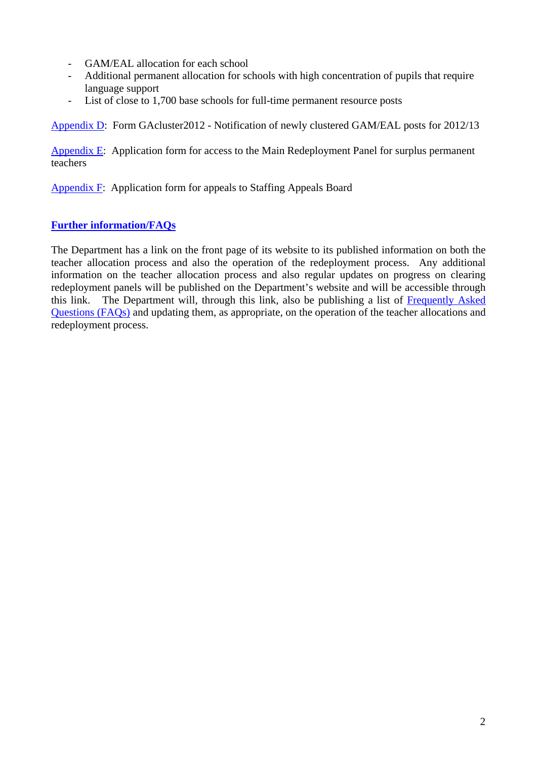- GAM/EAL allocation for each school
- Additional permanent allocation for schools with high concentration of pupils that require language support
- List of close to 1,700 base schools for full-time permanent resource posts

Appendix D: Form GAcluster2012 - Notification of newly clustered GAM/EAL posts for 2012/13

Appendix E: Application form for access to the Main Redeployment Panel for surplus permanent teachers

Appendix F: Application form for appeals to Staffing Appeals Board

**Further information/FAQs**

The Department has a link on the front page of its website to its published information on both the teacher allocation process and also the operation of the redeployment process. Any additional information on the teacher allocation process and also regular updates on progress on clearing redeployment panels will be published on the Department's website and will be accessible through this link. The Department will, through this link, also be publishing a list of Frequently Asked Questions (FAQs) and updating them, as appropriate, on the operation of the teacher allocations and redeployment process.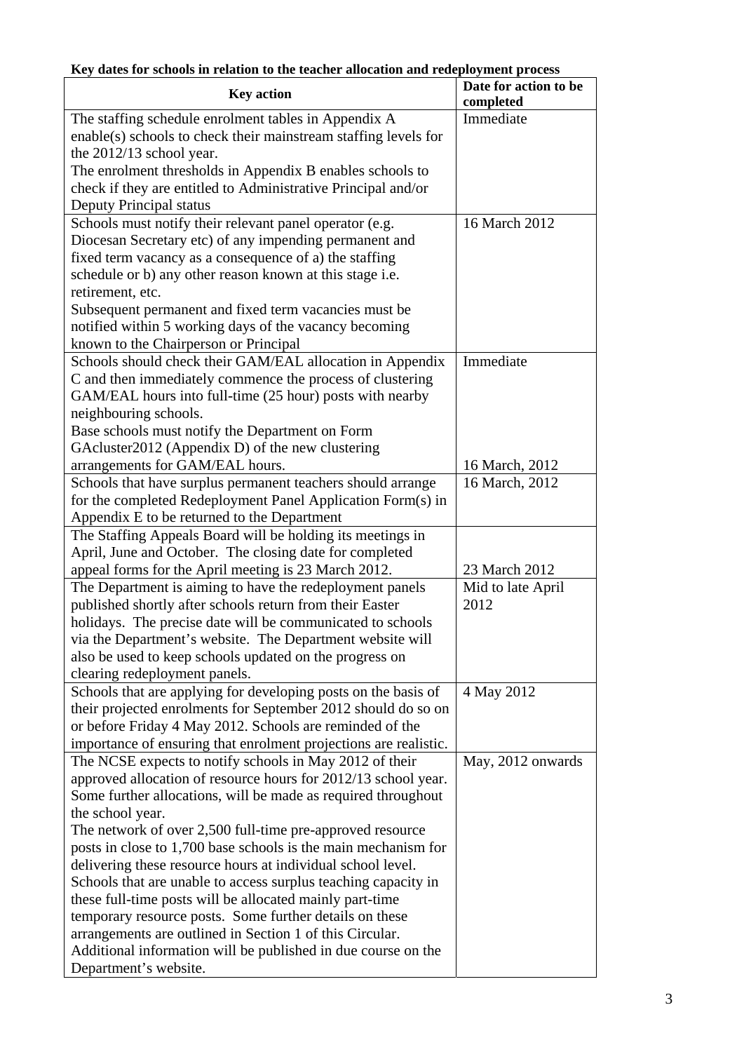**Key dates for schools in relation to the teacher allocation and redeployment process**

| Key action | Date for action to be completed |
|---|---|
| The staffing schedule enrolment tables in Appendix A enable(s) schools to check their mainstream staffing levels for the 2012/13 school year.<br>The enrolment thresholds in Appendix B enables schools to check if they are entitled to Administrative Principal and/or Deputy Principal status | Immediate |
| Schools must notify their relevant panel operator (e.g. Diocesan Secretary etc) of any impending permanent and fixed term vacancy as a consequence of a) the staffing schedule or b) any other reason known at this stage i.e. retirement, etc.<br>Subsequent permanent and fixed term vacancies must be notified within 5 working days of the vacancy becoming known to the Chairperson or Principal | 16 March 2012 |
| Schools should check their GAM/EAL allocation in Appendix C and then immediately commence the process of clustering GAM/EAL hours into full-time (25 hour) posts with nearby neighbouring schools.<br>Base schools must notify the Department on Form GAcluster2012 (Appendix D) of the new clustering arrangements for GAM/EAL hours. | Immediate<br><br>16 March, 2012 |
| Schools that have surplus permanent teachers should arrange for the completed Redeployment Panel Application Form(s) in Appendix E to be returned to the Department | 16 March, 2012 |
| The Staffing Appeals Board will be holding its meetings in April, June and October. The closing date for completed appeal forms for the April meeting is 23 March 2012. | 23 March 2012 |
| The Department is aiming to have the redeployment panels published shortly after schools return from their Easter holidays. The precise date will be communicated to schools via the Department's website. The Department website will also be used to keep schools updated on the progress on clearing redeployment panels. | Mid to late April 2012 |
| Schools that are applying for developing posts on the basis of their projected enrolments for September 2012 should do so on or before Friday 4 May 2012. Schools are reminded of the importance of ensuring that enrolment projections are realistic. | 4 May 2012 |
| The NCSE expects to notify schools in May 2012 of their approved allocation of resource hours for 2012/13 school year. Some further allocations, will be made as required throughout the school year.<br>The network of over 2,500 full-time pre-approved resource posts in close to 1,700 base schools is the main mechanism for delivering these resource hours at individual school level. Schools that are unable to access surplus teaching capacity in these full-time posts will be allocated mainly part-time temporary resource posts. Some further details on these arrangements are outlined in Section 1 of this Circular. Additional information will be published in due course on the Department's website. | May, 2012 onwards |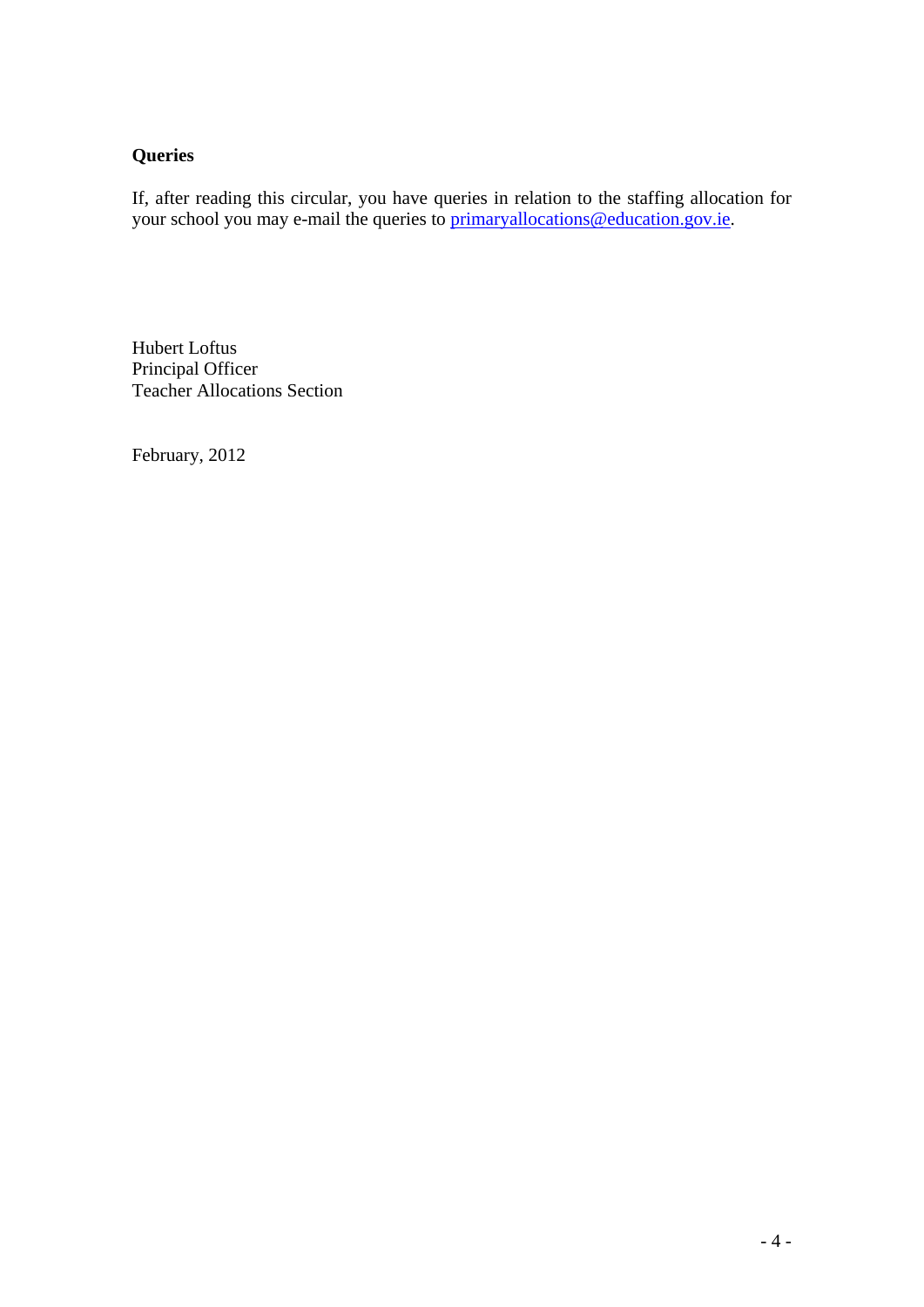**Queries**

If, after reading this circular, you have queries in relation to the staffing allocation for your school you may e-mail the queries to [primaryallocations@education.gov.ie](mailto:primaryallocations@education.gov.ie).

Hubert Loftus
Principal Officer
Teacher Allocations Section

February, 2012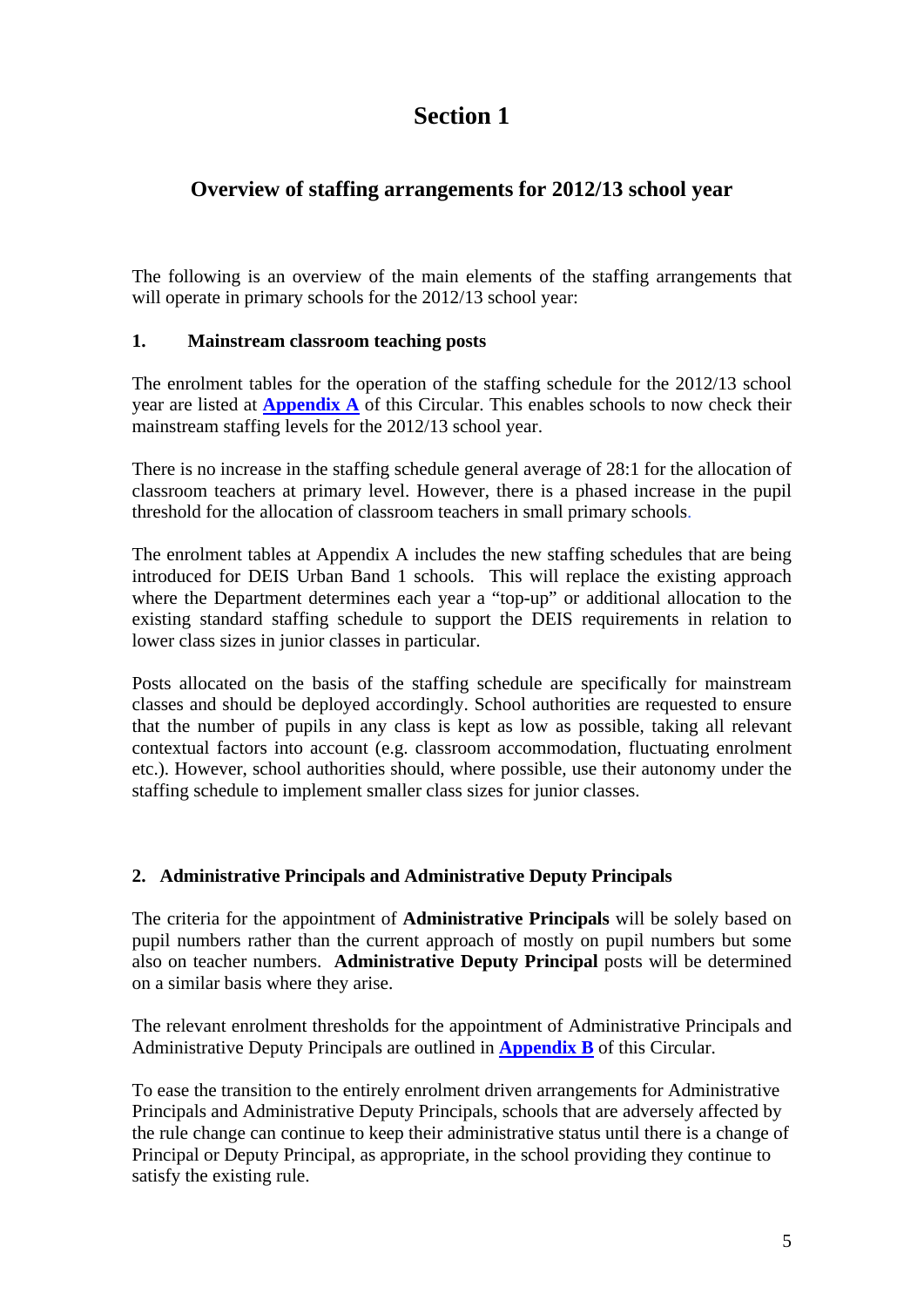# Section 1

## Overview of staffing arrangements for 2012/13 school year

The following is an overview of the main elements of the staffing arrangements that will operate in primary schools for the 2012/13 school year:

### 1. Mainstream classroom teaching posts

The enrolment tables for the operation of the staffing schedule for the 2012/13 school year are listed at **Appendix A** of this Circular. This enables schools to now check their mainstream staffing levels for the 2012/13 school year.

There is no increase in the staffing schedule general average of 28:1 for the allocation of classroom teachers at primary level. However, there is a phased increase in the pupil threshold for the allocation of classroom teachers in small primary schools.

The enrolment tables at Appendix A includes the new staffing schedules that are being introduced for DEIS Urban Band 1 schools. This will replace the existing approach where the Department determines each year a "top-up" or additional allocation to the existing standard staffing schedule to support the DEIS requirements in relation to lower class sizes in junior classes in particular.

Posts allocated on the basis of the staffing schedule are specifically for mainstream classes and should be deployed accordingly. School authorities are requested to ensure that the number of pupils in any class is kept as low as possible, taking all relevant contextual factors into account (e.g. classroom accommodation, fluctuating enrolment etc.). However, school authorities should, where possible, use their autonomy under the staffing schedule to implement smaller class sizes for junior classes.

### 2. Administrative Principals and Administrative Deputy Principals

The criteria for the appointment of **Administrative Principals** will be solely based on pupil numbers rather than the current approach of mostly on pupil numbers but some also on teacher numbers. **Administrative Deputy Principal** posts will be determined on a similar basis where they arise.

The relevant enrolment thresholds for the appointment of Administrative Principals and Administrative Deputy Principals are outlined in **Appendix B** of this Circular.

To ease the transition to the entirely enrolment driven arrangements for Administrative Principals and Administrative Deputy Principals, schools that are adversely affected by the rule change can continue to keep their administrative status until there is a change of Principal or Deputy Principal, as appropriate, in the school providing they continue to satisfy the existing rule.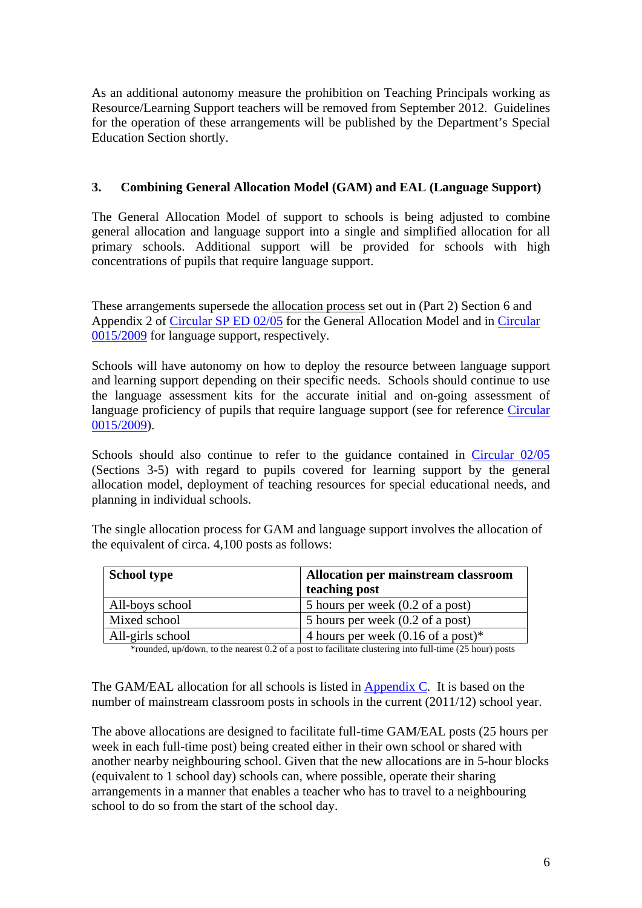As an additional autonomy measure the prohibition on Teaching Principals working as Resource/Learning Support teachers will be removed from September 2012. Guidelines for the operation of these arrangements will be published by the Department's Special Education Section shortly.

## 3. Combining General Allocation Model (GAM) and EAL (Language Support)

The General Allocation Model of support to schools is being adjusted to combine general allocation and language support into a single and simplified allocation for all primary schools. Additional support will be provided for schools with high concentrations of pupils that require language support.

These arrangements supersede the allocation process set out in (Part 2) Section 6 and Appendix 2 of Circular SP ED 02/05 for the General Allocation Model and in Circular 0015/2009 for language support, respectively.

Schools will have autonomy on how to deploy the resource between language support and learning support depending on their specific needs. Schools should continue to use the language assessment kits for the accurate initial and on-going assessment of language proficiency of pupils that require language support (see for reference Circular 0015/2009).

Schools should also continue to refer to the guidance contained in Circular 02/05 (Sections 3-5) with regard to pupils covered for learning support by the general allocation model, deployment of teaching resources for special educational needs, and planning in individual schools.

The single allocation process for GAM and language support involves the allocation of the equivalent of circa. 4,100 posts as follows:

| School type | Allocation per mainstream classroom teaching post |
|---|---|
| All-boys school | 5 hours per week (0.2 of a post) |
| Mixed school | 5 hours per week (0.2 of a post) |
| All-girls school | 4 hours per week (0.16 of a post)* |

*rounded, up/down, to the nearest 0.2 of a post to facilitate clustering into full-time (25 hour) posts

The GAM/EAL allocation for all schools is listed in Appendix C. It is based on the number of mainstream classroom posts in schools in the current (2011/12) school year.

The above allocations are designed to facilitate full-time GAM/EAL posts (25 hours per week in each full-time post) being created either in their own school or shared with another nearby neighbouring school. Given that the new allocations are in 5-hour blocks (equivalent to 1 school day) schools can, where possible, operate their sharing arrangements in a manner that enables a teacher who has to travel to a neighbouring school to do so from the start of the school day.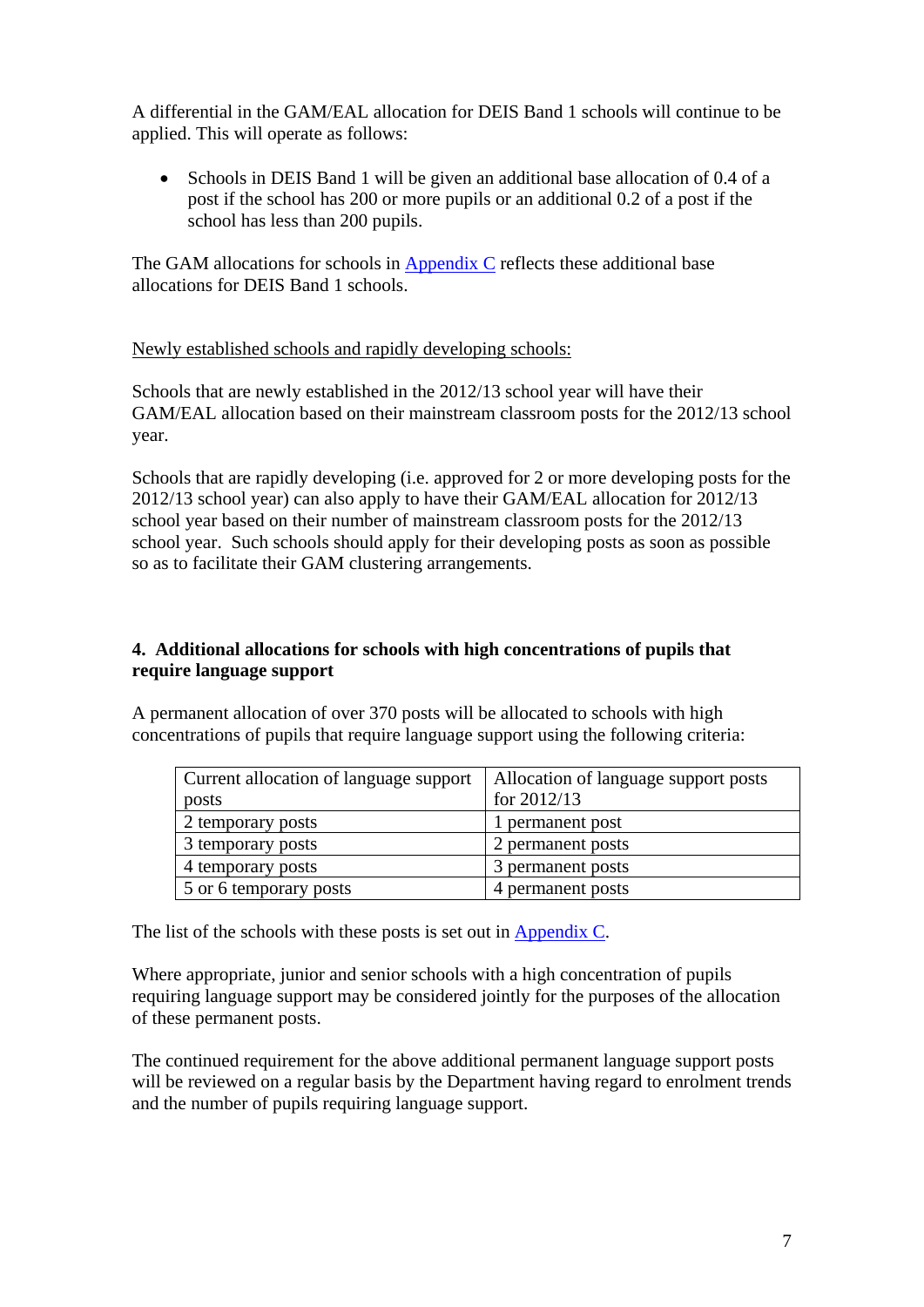A differential in the GAM/EAL allocation for DEIS Band 1 schools will continue to be applied. This will operate as follows:

- Schools in DEIS Band 1 will be given an additional base allocation of 0.4 of a post if the school has 200 or more pupils or an additional 0.2 of a post if the school has less than 200 pupils.

The GAM allocations for schools in Appendix C reflects these additional base allocations for DEIS Band 1 schools.

Newly established schools and rapidly developing schools:

Schools that are newly established in the 2012/13 school year will have their GAM/EAL allocation based on their mainstream classroom posts for the 2012/13 school year.

Schools that are rapidly developing (i.e. approved for 2 or more developing posts for the 2012/13 school year) can also apply to have their GAM/EAL allocation for 2012/13 school year based on their number of mainstream classroom posts for the 2012/13 school year. Such schools should apply for their developing posts as soon as possible so as to facilitate their GAM clustering arrangements.

### 4. Additional allocations for schools with high concentrations of pupils that require language support

A permanent allocation of over 370 posts will be allocated to schools with high concentrations of pupils that require language support using the following criteria:

| Current allocation of language support posts | Allocation of language support posts for 2012/13 |
|---|---|
| 2 temporary posts | 1 permanent post |
| 3 temporary posts | 2 permanent posts |
| 4 temporary posts | 3 permanent posts |
| 5 or 6 temporary posts | 4 permanent posts |

The list of the schools with these posts is set out in Appendix C.

Where appropriate, junior and senior schools with a high concentration of pupils requiring language support may be considered jointly for the purposes of the allocation of these permanent posts.

The continued requirement for the above additional permanent language support posts will be reviewed on a regular basis by the Department having regard to enrolment trends and the number of pupils requiring language support.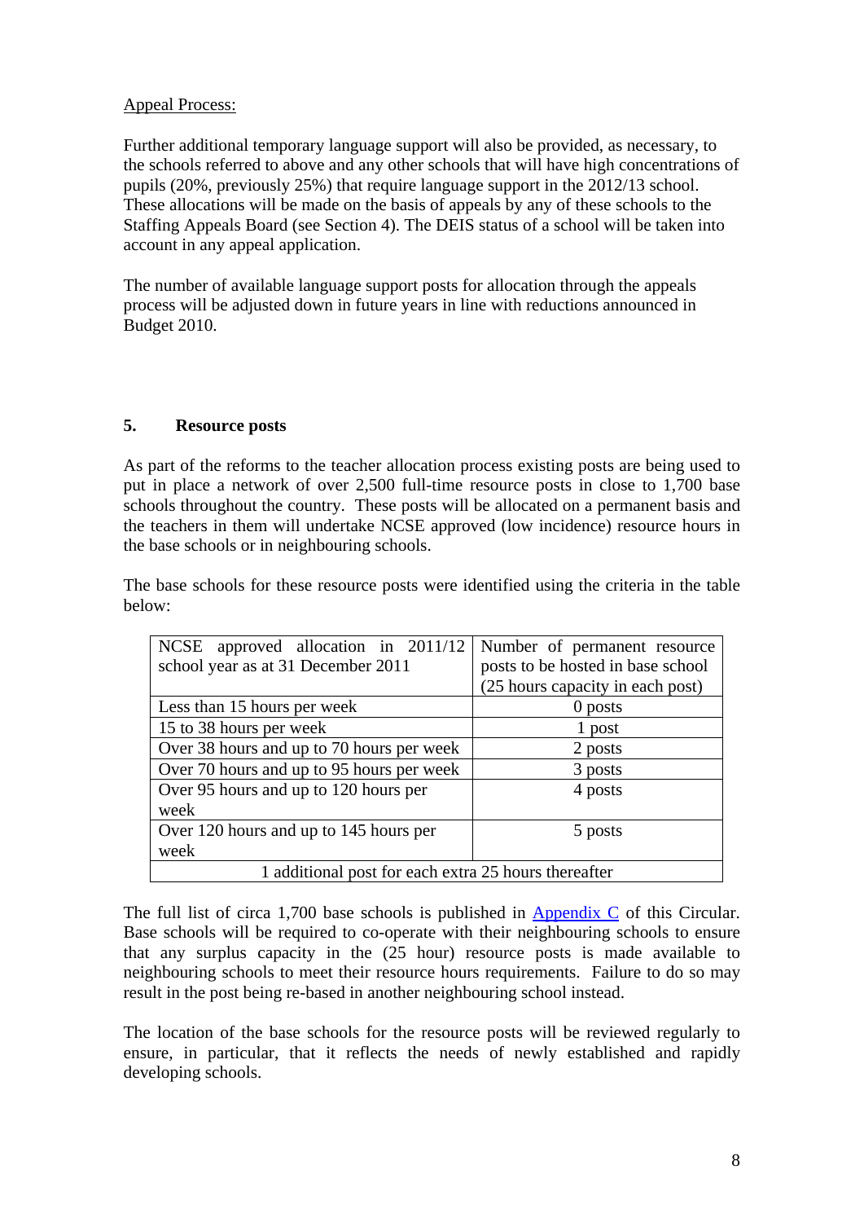Appeal Process:

Further additional temporary language support will also be provided, as necessary, to the schools referred to above and any other schools that will have high concentrations of pupils (20%, previously 25%) that require language support in the 2012/13 school. These allocations will be made on the basis of appeals by any of these schools to the Staffing Appeals Board (see Section 4). The DEIS status of a school will be taken into account in any appeal application.

The number of available language support posts for allocation through the appeals process will be adjusted down in future years in line with reductions announced in Budget 2010.

## 5. Resource posts

As part of the reforms to the teacher allocation process existing posts are being used to put in place a network of over 2,500 full-time resource posts in close to 1,700 base schools throughout the country. These posts will be allocated on a permanent basis and the teachers in them will undertake NCSE approved (low incidence) resource hours in the base schools or in neighbouring schools.

The base schools for these resource posts were identified using the criteria in the table below:

| NCSE approved allocation in 2011/12 school year as at 31 December 2011 | Number of permanent resource posts to be hosted in base school (25 hours capacity in each post) |
|---|---|
| Less than 15 hours per week | 0 posts |
| 15 to 38 hours per week | 1 post |
| Over 38 hours and up to 70 hours per week | 2 posts |
| Over 70 hours and up to 95 hours per week | 3 posts |
| Over 95 hours and up to 120 hours per week | 4 posts |
| Over 120 hours and up to 145 hours per week | 5 posts |
| 1 additional post for each extra 25 hours thereafter | |

The full list of circa 1,700 base schools is published in Appendix C of this Circular. Base schools will be required to co-operate with their neighbouring schools to ensure that any surplus capacity in the (25 hour) resource posts is made available to neighbouring schools to meet their resource hours requirements. Failure to do so may result in the post being re-based in another neighbouring school instead.

The location of the base schools for the resource posts will be reviewed regularly to ensure, in particular, that it reflects the needs of newly established and rapidly developing schools.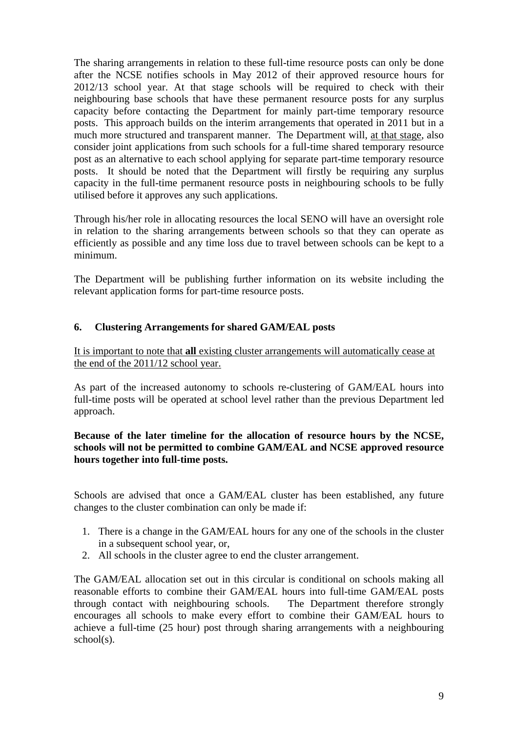The sharing arrangements in relation to these full-time resource posts can only be done after the NCSE notifies schools in May 2012 of their approved resource hours for 2012/13 school year. At that stage schools will be required to check with their neighbouring base schools that have these permanent resource posts for any surplus capacity before contacting the Department for mainly part-time temporary resource posts. This approach builds on the interim arrangements that operated in 2011 but in a much more structured and transparent manner. The Department will, at that stage, also consider joint applications from such schools for a full-time shared temporary resource post as an alternative to each school applying for separate part-time temporary resource posts. It should be noted that the Department will firstly be requiring any surplus capacity in the full-time permanent resource posts in neighbouring schools to be fully utilised before it approves any such applications.

Through his/her role in allocating resources the local SENO will have an oversight role in relation to the sharing arrangements between schools so that they can operate as efficiently as possible and any time loss due to travel between schools can be kept to a minimum.

The Department will be publishing further information on its website including the relevant application forms for part-time resource posts.

## 6. Clustering Arrangements for shared GAM/EAL posts

It is important to note that **all** existing cluster arrangements will automatically cease at the end of the 2011/12 school year.

As part of the increased autonomy to schools re-clustering of GAM/EAL hours into full-time posts will be operated at school level rather than the previous Department led approach.

**Because of the later timeline for the allocation of resource hours by the NCSE, schools will not be permitted to combine GAM/EAL and NCSE approved resource hours together into full-time posts.**

Schools are advised that once a GAM/EAL cluster has been established, any future changes to the cluster combination can only be made if:

1. There is a change in the GAM/EAL hours for any one of the schools in the cluster in a subsequent school year, or,
2. All schools in the cluster agree to end the cluster arrangement.

The GAM/EAL allocation set out in this circular is conditional on schools making all reasonable efforts to combine their GAM/EAL hours into full-time GAM/EAL posts through contact with neighbouring schools. The Department therefore strongly encourages all schools to make every effort to combine their GAM/EAL hours to achieve a full-time (25 hour) post through sharing arrangements with a neighbouring school(s).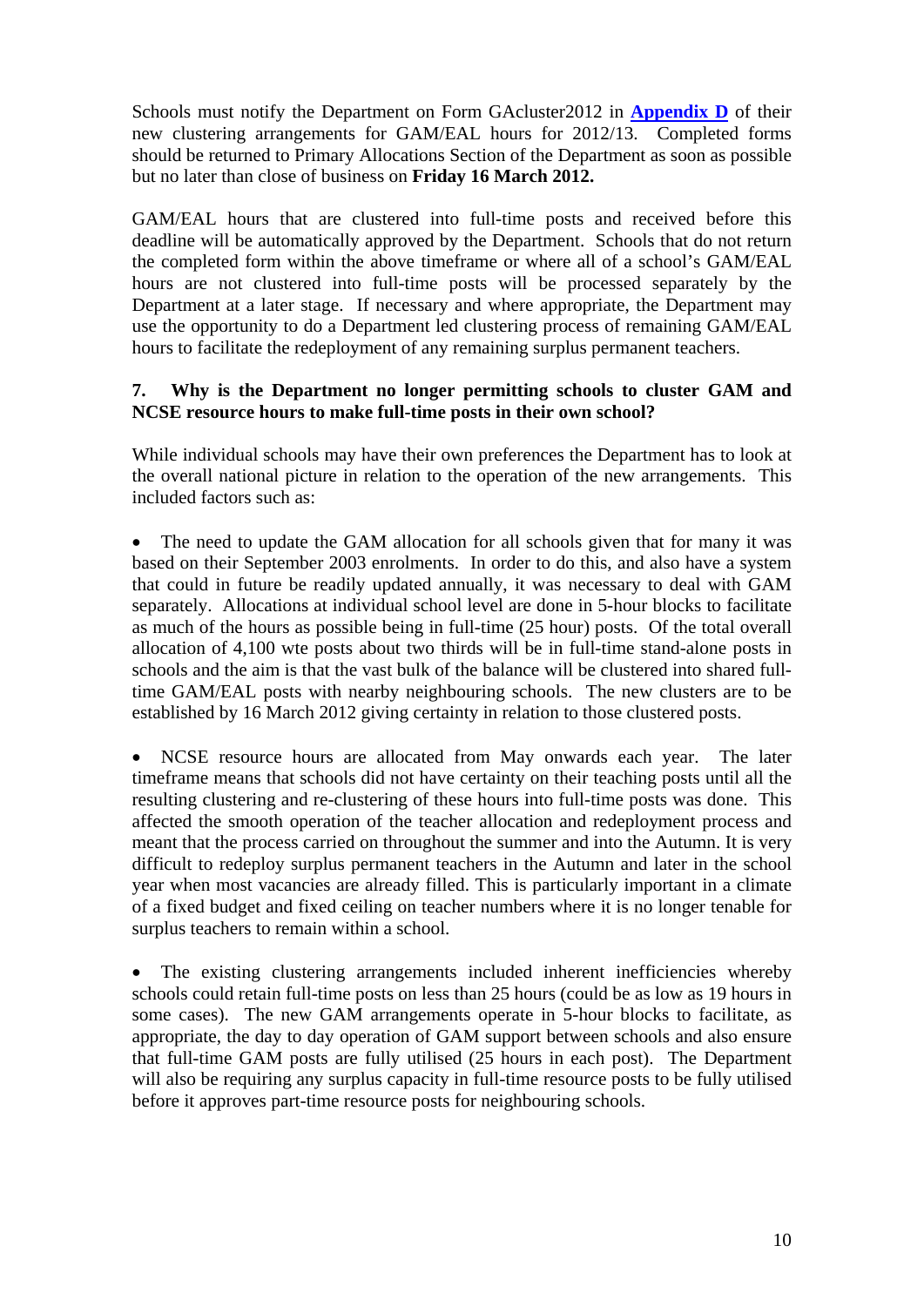Schools must notify the Department on Form GAcluster2012 in **Appendix D** of their new clustering arrangements for GAM/EAL hours for 2012/13. Completed forms should be returned to Primary Allocations Section of the Department as soon as possible but no later than close of business on **Friday 16 March 2012.**

GAM/EAL hours that are clustered into full-time posts and received before this deadline will be automatically approved by the Department. Schools that do not return the completed form within the above timeframe or where all of a school's GAM/EAL hours are not clustered into full-time posts will be processed separately by the Department at a later stage. If necessary and where appropriate, the Department may use the opportunity to do a Department led clustering process of remaining GAM/EAL hours to facilitate the redeployment of any remaining surplus permanent teachers.

### 7. Why is the Department no longer permitting schools to cluster GAM and NCSE resource hours to make full-time posts in their own school?

While individual schools may have their own preferences the Department has to look at the overall national picture in relation to the operation of the new arrangements. This included factors such as:

- The need to update the GAM allocation for all schools given that for many it was based on their September 2003 enrolments. In order to do this, and also have a system that could in future be readily updated annually, it was necessary to deal with GAM separately. Allocations at individual school level are done in 5-hour blocks to facilitate as much of the hours as possible being in full-time (25 hour) posts. Of the total overall allocation of 4,100 wte posts about two thirds will be in full-time stand-alone posts in schools and the aim is that the vast bulk of the balance will be clustered into shared full-time GAM/EAL posts with nearby neighbouring schools. The new clusters are to be established by 16 March 2012 giving certainty in relation to those clustered posts.

- NCSE resource hours are allocated from May onwards each year. The later timeframe means that schools did not have certainty on their teaching posts until all the resulting clustering and re-clustering of these hours into full-time posts was done. This affected the smooth operation of the teacher allocation and redeployment process and meant that the process carried on throughout the summer and into the Autumn. It is very difficult to redeploy surplus permanent teachers in the Autumn and later in the school year when most vacancies are already filled. This is particularly important in a climate of a fixed budget and fixed ceiling on teacher numbers where it is no longer tenable for surplus teachers to remain within a school.

- The existing clustering arrangements included inherent inefficiencies whereby schools could retain full-time posts on less than 25 hours (could be as low as 19 hours in some cases). The new GAM arrangements operate in 5-hour blocks to facilitate, as appropriate, the day to day operation of GAM support between schools and also ensure that full-time GAM posts are fully utilised (25 hours in each post). The Department will also be requiring any surplus capacity in full-time resource posts to be fully utilised before it approves part-time resource posts for neighbouring schools.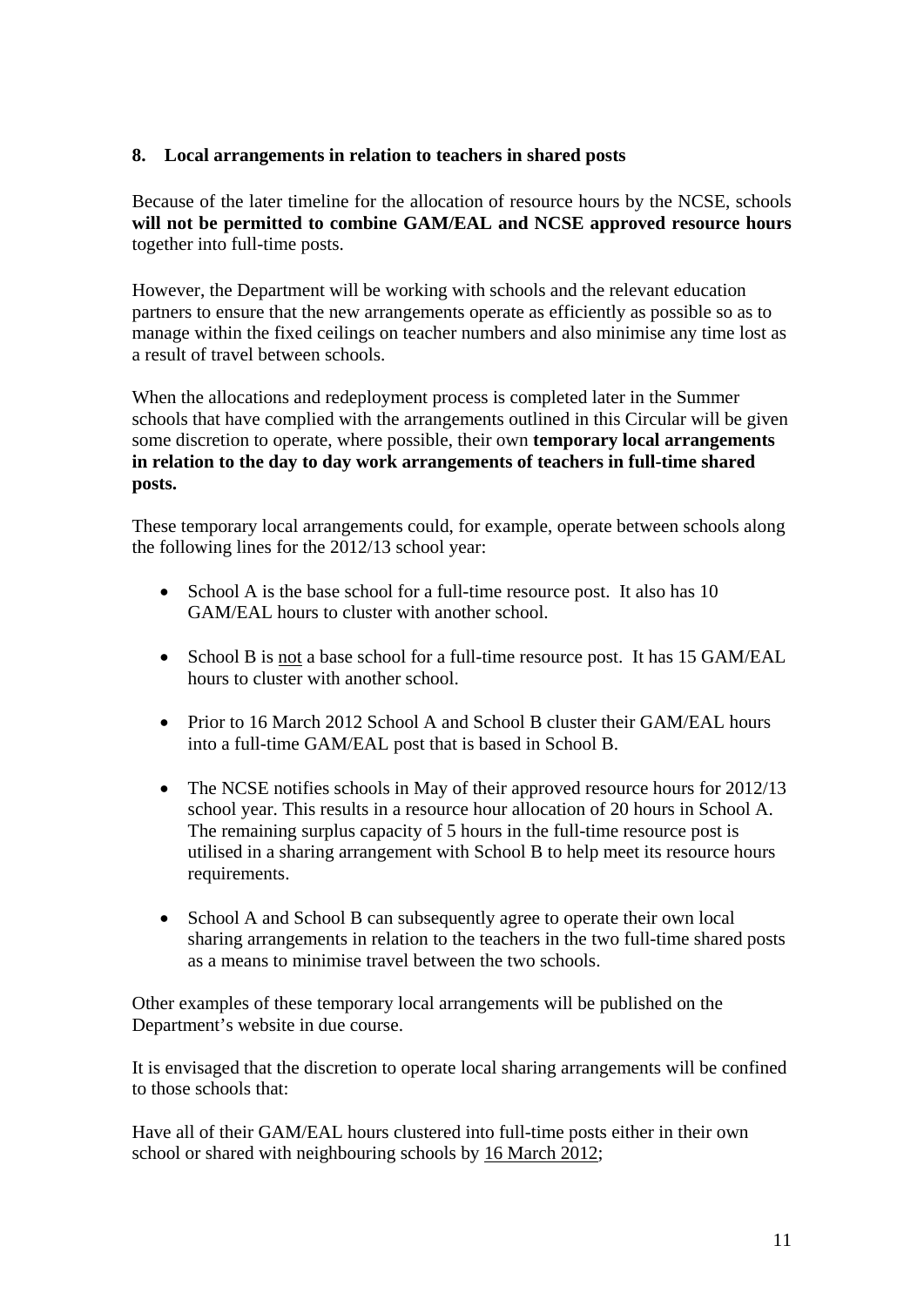## 8. Local arrangements in relation to teachers in shared posts

Because of the later timeline for the allocation of resource hours by the NCSE, schools **will not be permitted to combine GAM/EAL and NCSE approved resource hours** together into full-time posts.

However, the Department will be working with schools and the relevant education partners to ensure that the new arrangements operate as efficiently as possible so as to manage within the fixed ceilings on teacher numbers and also minimise any time lost as a result of travel between schools.

When the allocations and redeployment process is completed later in the Summer schools that have complied with the arrangements outlined in this Circular will be given some discretion to operate, where possible, their own **temporary local arrangements in relation to the day to day work arrangements of teachers in full-time shared posts.**

These temporary local arrangements could, for example, operate between schools along the following lines for the 2012/13 school year:

- School A is the base school for a full-time resource post. It also has 10 GAM/EAL hours to cluster with another school.
- School B is not a base school for a full-time resource post. It has 15 GAM/EAL hours to cluster with another school.
- Prior to 16 March 2012 School A and School B cluster their GAM/EAL hours into a full-time GAM/EAL post that is based in School B.
- The NCSE notifies schools in May of their approved resource hours for 2012/13 school year. This results in a resource hour allocation of 20 hours in School A. The remaining surplus capacity of 5 hours in the full-time resource post is utilised in a sharing arrangement with School B to help meet its resource hours requirements.
- School A and School B can subsequently agree to operate their own local sharing arrangements in relation to the teachers in the two full-time shared posts as a means to minimise travel between the two schools.

Other examples of these temporary local arrangements will be published on the Department's website in due course.

It is envisaged that the discretion to operate local sharing arrangements will be confined to those schools that:

Have all of their GAM/EAL hours clustered into full-time posts either in their own school or shared with neighbouring schools by 16 March 2012;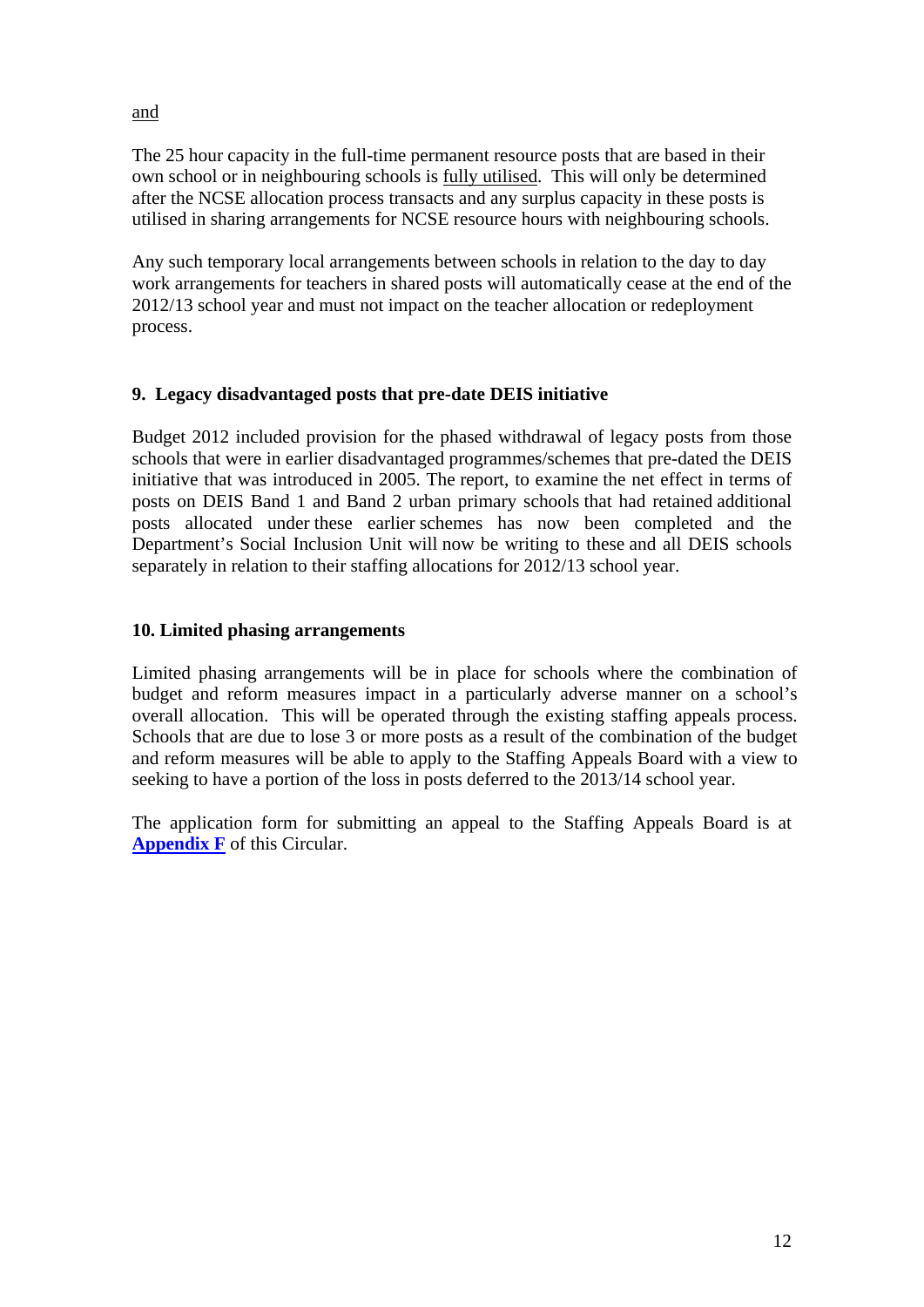<u>and</u>

The 25 hour capacity in the full-time permanent resource posts that are based in their own school or in neighbouring schools is <u>fully utilised</u>. This will only be determined after the NCSE allocation process transacts and any surplus capacity in these posts is utilised in sharing arrangements for NCSE resource hours with neighbouring schools.

Any such temporary local arrangements between schools in relation to the day to day work arrangements for teachers in shared posts will automatically cease at the end of the 2012/13 school year and must not impact on the teacher allocation or redeployment process.

## 9. Legacy disadvantaged posts that pre-date DEIS initiative

Budget 2012 included provision for the phased withdrawal of legacy posts from those schools that were in earlier disadvantaged programmes/schemes that pre-dated the DEIS initiative that was introduced in 2005. The report, to examine the net effect in terms of posts on DEIS Band 1 and Band 2 urban primary schools that had retained additional posts allocated under these earlier schemes has now been completed and the Department's Social Inclusion Unit will now be writing to these and all DEIS schools separately in relation to their staffing allocations for 2012/13 school year.

## 10. Limited phasing arrangements

Limited phasing arrangements will be in place for schools where the combination of budget and reform measures impact in a particularly adverse manner on a school's overall allocation. This will be operated through the existing staffing appeals process. Schools that are due to lose 3 or more posts as a result of the combination of the budget and reform measures will be able to apply to the Staffing Appeals Board with a view to seeking to have a portion of the loss in posts deferred to the 2013/14 school year.

The application form for submitting an appeal to the Staffing Appeals Board is at **Appendix F** of this Circular.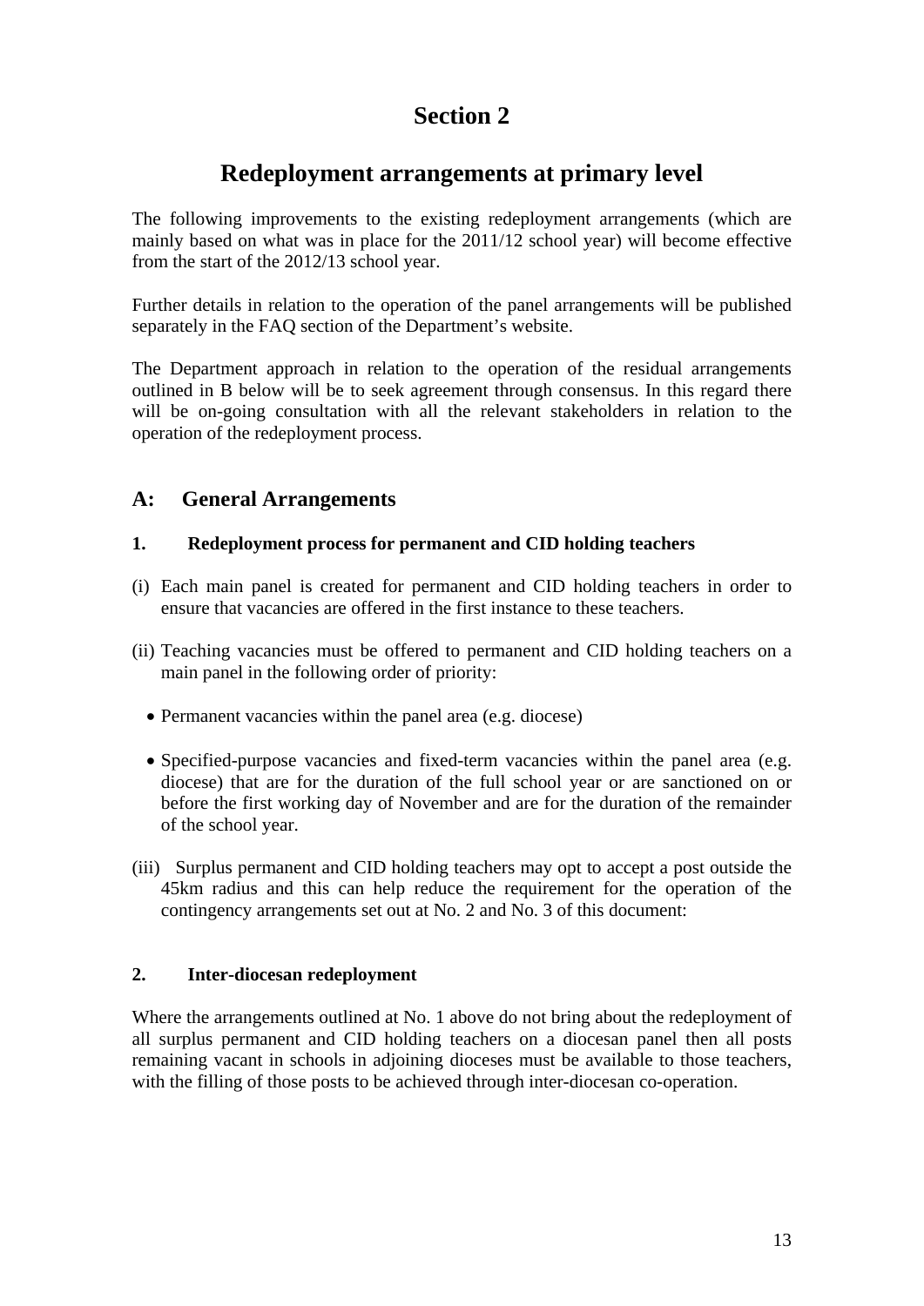# Section 2

# Redeployment arrangements at primary level

The following improvements to the existing redeployment arrangements (which are mainly based on what was in place for the 2011/12 school year) will become effective from the start of the 2012/13 school year.

Further details in relation to the operation of the panel arrangements will be published separately in the FAQ section of the Department's website.

The Department approach in relation to the operation of the residual arrangements outlined in B below will be to seek agreement through consensus. In this regard there will be on-going consultation with all the relevant stakeholders in relation to the operation of the redeployment process.

## A: General Arrangements

### 1. Redeployment process for permanent and CID holding teachers

(i) Each main panel is created for permanent and CID holding teachers in order to ensure that vacancies are offered in the first instance to these teachers.

(ii) Teaching vacancies must be offered to permanent and CID holding teachers on a main panel in the following order of priority:

- Permanent vacancies within the panel area (e.g. diocese)
- Specified-purpose vacancies and fixed-term vacancies within the panel area (e.g. diocese) that are for the duration of the full school year or are sanctioned on or before the first working day of November and are for the duration of the remainder of the school year.

(iii) Surplus permanent and CID holding teachers may opt to accept a post outside the 45km radius and this can help reduce the requirement for the operation of the contingency arrangements set out at No. 2 and No. 3 of this document:

### 2. Inter-diocesan redeployment

Where the arrangements outlined at No. 1 above do not bring about the redeployment of all surplus permanent and CID holding teachers on a diocesan panel then all posts remaining vacant in schools in adjoining dioceses must be available to those teachers, with the filling of those posts to be achieved through inter-diocesan co-operation.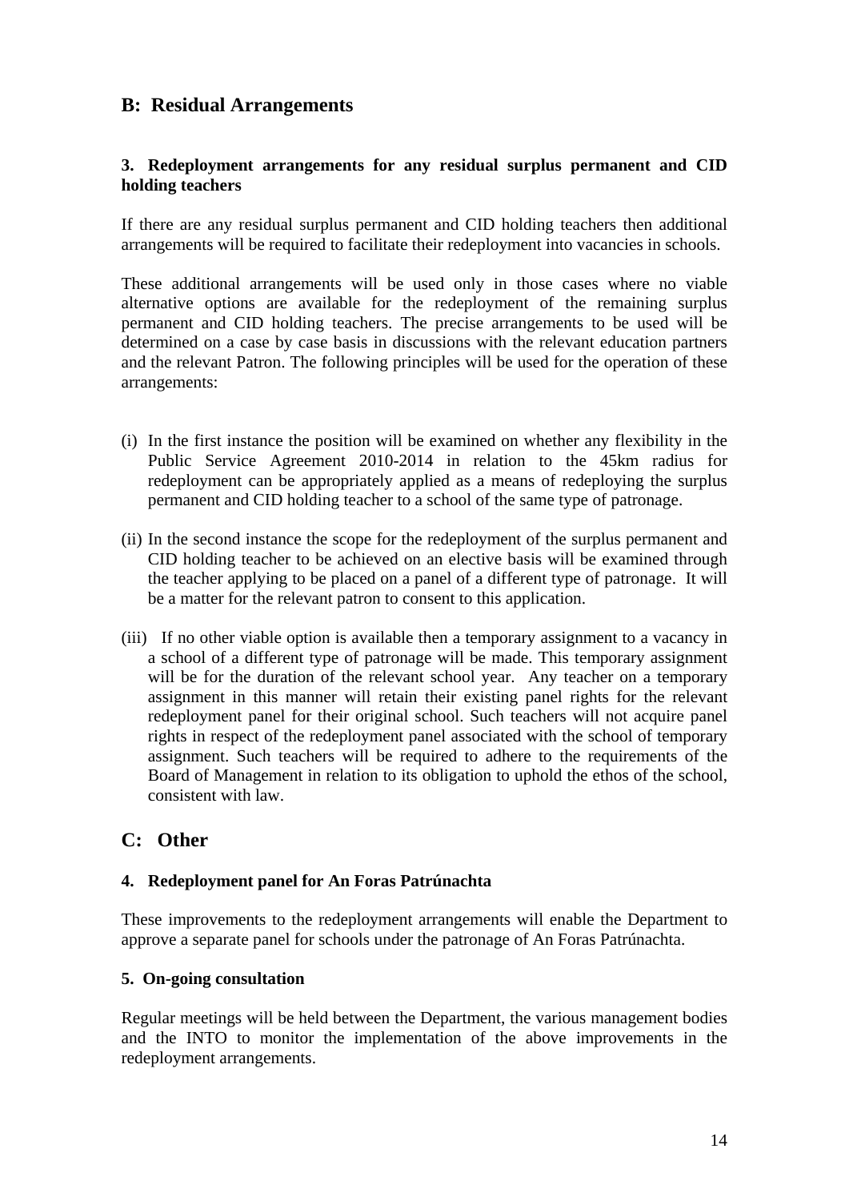## B: Residual Arrangements

### 3. Redeployment arrangements for any residual surplus permanent and CID holding teachers

If there are any residual surplus permanent and CID holding teachers then additional arrangements will be required to facilitate their redeployment into vacancies in schools.

These additional arrangements will be used only in those cases where no viable alternative options are available for the redeployment of the remaining surplus permanent and CID holding teachers. The precise arrangements to be used will be determined on a case by case basis in discussions with the relevant education partners and the relevant Patron. The following principles will be used for the operation of these arrangements:

(i) In the first instance the position will be examined on whether any flexibility in the Public Service Agreement 2010-2014 in relation to the 45km radius for redeployment can be appropriately applied as a means of redeploying the surplus permanent and CID holding teacher to a school of the same type of patronage.

(ii) In the second instance the scope for the redeployment of the surplus permanent and CID holding teacher to be achieved on an elective basis will be examined through the teacher applying to be placed on a panel of a different type of patronage. It will be a matter for the relevant patron to consent to this application.

(iii) If no other viable option is available then a temporary assignment to a vacancy in a school of a different type of patronage will be made. This temporary assignment will be for the duration of the relevant school year. Any teacher on a temporary assignment in this manner will retain their existing panel rights for the relevant redeployment panel for their original school. Such teachers will not acquire panel rights in respect of the redeployment panel associated with the school of temporary assignment. Such teachers will be required to adhere to the requirements of the Board of Management in relation to its obligation to uphold the ethos of the school, consistent with law.

## C: Other

### 4. Redeployment panel for An Foras Patrúnachta

These improvements to the redeployment arrangements will enable the Department to approve a separate panel for schools under the patronage of An Foras Patrúnachta.

### 5. On-going consultation

Regular meetings will be held between the Department, the various management bodies and the INTO to monitor the implementation of the above improvements in the redeployment arrangements.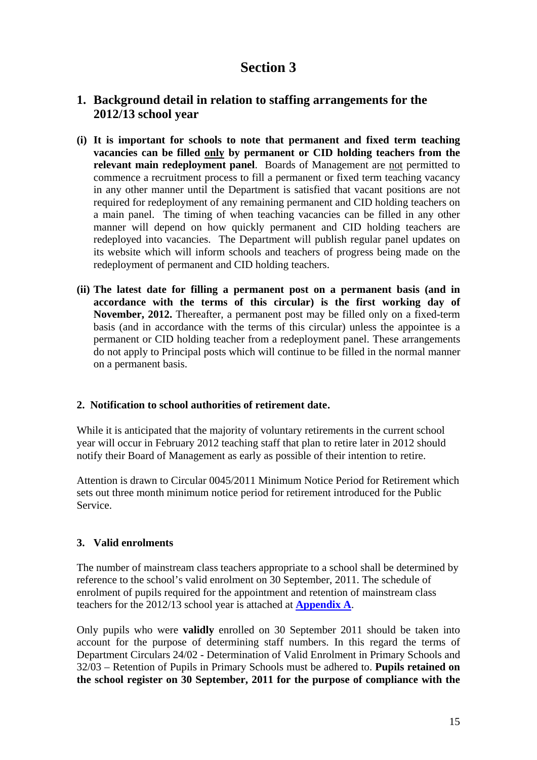# Section 3

## 1. Background detail in relation to staffing arrangements for the 2012/13 school year

**(i) It is important for schools to note that permanent and fixed term teaching vacancies can be filled only by permanent or CID holding teachers from the relevant main redeployment panel**. Boards of Management are not permitted to commence a recruitment process to fill a permanent or fixed term teaching vacancy in any other manner until the Department is satisfied that vacant positions are not required for redeployment of any remaining permanent and CID holding teachers on a main panel. The timing of when teaching vacancies can be filled in any other manner will depend on how quickly permanent and CID holding teachers are redeployed into vacancies. The Department will publish regular panel updates on its website which will inform schools and teachers of progress being made on the redeployment of permanent and CID holding teachers.

**(ii) The latest date for filling a permanent post on a permanent basis (and in accordance with the terms of this circular) is the first working day of November, 2012.** Thereafter, a permanent post may be filled only on a fixed-term basis (and in accordance with the terms of this circular) unless the appointee is a permanent or CID holding teacher from a redeployment panel. These arrangements do not apply to Principal posts which will continue to be filled in the normal manner on a permanent basis.

### 2. Notification to school authorities of retirement date.

While it is anticipated that the majority of voluntary retirements in the current school year will occur in February 2012 teaching staff that plan to retire later in 2012 should notify their Board of Management as early as possible of their intention to retire.

Attention is drawn to Circular 0045/2011 Minimum Notice Period for Retirement which sets out three month minimum notice period for retirement introduced for the Public Service.

### 3. Valid enrolments

The number of mainstream class teachers appropriate to a school shall be determined by reference to the school's valid enrolment on 30 September, 2011. The schedule of enrolment of pupils required for the appointment and retention of mainstream class teachers for the 2012/13 school year is attached at **Appendix A**.

Only pupils who were **validly** enrolled on 30 September 2011 should be taken into account for the purpose of determining staff numbers. In this regard the terms of Department Circulars 24/02 - Determination of Valid Enrolment in Primary Schools and 32/03 – Retention of Pupils in Primary Schools must be adhered to. **Pupils retained on the school register on 30 September, 2011 for the purpose of compliance with the**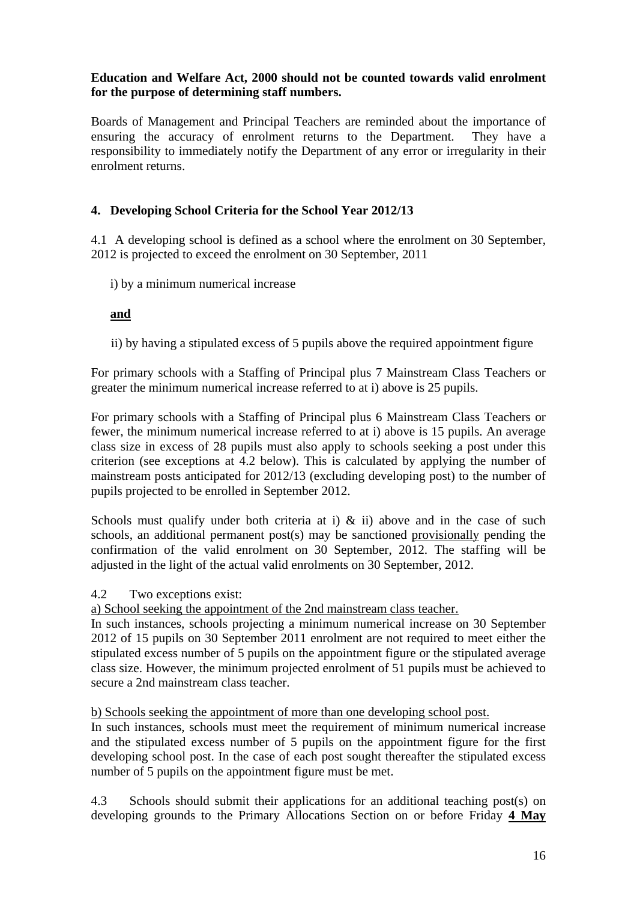**Education and Welfare Act, 2000 should not be counted towards valid enrolment for the purpose of determining staff numbers.**

Boards of Management and Principal Teachers are reminded about the importance of ensuring the accuracy of enrolment returns to the Department. They have a responsibility to immediately notify the Department of any error or irregularity in their enrolment returns.

## 4. Developing School Criteria for the School Year 2012/13

4.1 A developing school is defined as a school where the enrolment on 30 September, 2012 is projected to exceed the enrolment on 30 September, 2011

i) by a minimum numerical increase

**and**

ii) by having a stipulated excess of 5 pupils above the required appointment figure

For primary schools with a Staffing of Principal plus 7 Mainstream Class Teachers or greater the minimum numerical increase referred to at i) above is 25 pupils.

For primary schools with a Staffing of Principal plus 6 Mainstream Class Teachers or fewer, the minimum numerical increase referred to at i) above is 15 pupils. An average class size in excess of 28 pupils must also apply to schools seeking a post under this criterion (see exceptions at 4.2 below). This is calculated by applying the number of mainstream posts anticipated for 2012/13 (excluding developing post) to the number of pupils projected to be enrolled in September 2012.

Schools must qualify under both criteria at i) & ii) above and in the case of such schools, an additional permanent post(s) may be sanctioned provisionally pending the confirmation of the valid enrolment on 30 September, 2012. The staffing will be adjusted in the light of the actual valid enrolments on 30 September, 2012.

4.2 Two exceptions exist:

a) School seeking the appointment of the 2nd mainstream class teacher.

In such instances, schools projecting a minimum numerical increase on 30 September 2012 of 15 pupils on 30 September 2011 enrolment are not required to meet either the stipulated excess number of 5 pupils on the appointment figure or the stipulated average class size. However, the minimum projected enrolment of 51 pupils must be achieved to secure a 2nd mainstream class teacher.

b) Schools seeking the appointment of more than one developing school post.

In such instances, schools must meet the requirement of minimum numerical increase and the stipulated excess number of 5 pupils on the appointment figure for the first developing school post. In the case of each post sought thereafter the stipulated excess number of 5 pupils on the appointment figure must be met.

4.3 Schools should submit their applications for an additional teaching post(s) on developing grounds to the Primary Allocations Section on or before Friday **4 May**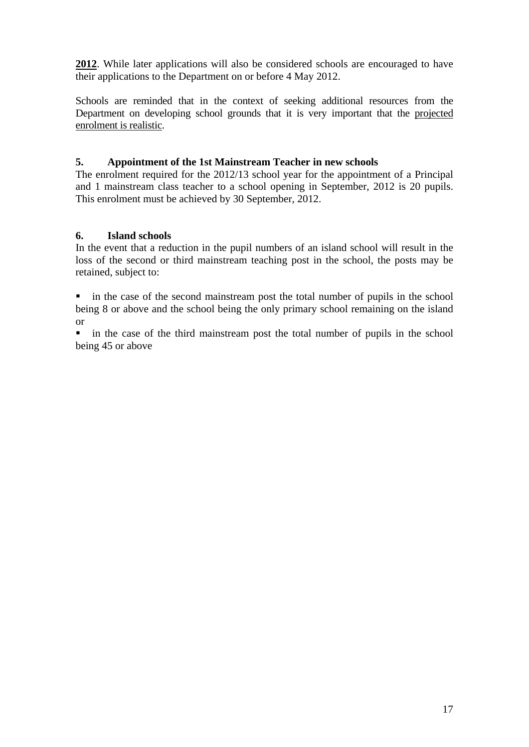**2012**. While later applications will also be considered schools are encouraged to have their applications to the Department on or before 4 May 2012.

Schools are reminded that in the context of seeking additional resources from the Department on developing school grounds that it is very important that the projected enrolment is realistic.

### 5. Appointment of the 1st Mainstream Teacher in new schools

The enrolment required for the 2012/13 school year for the appointment of a Principal and 1 mainstream class teacher to a school opening in September, 2012 is 20 pupils. This enrolment must be achieved by 30 September, 2012.

### 6. Island schools

In the event that a reduction in the pupil numbers of an island school will result in the loss of the second or third mainstream teaching post in the school, the posts may be retained, subject to:

- in the case of the second mainstream post the total number of pupils in the school being 8 or above and the school being the only primary school remaining on the island or
- in the case of the third mainstream post the total number of pupils in the school being 45 or above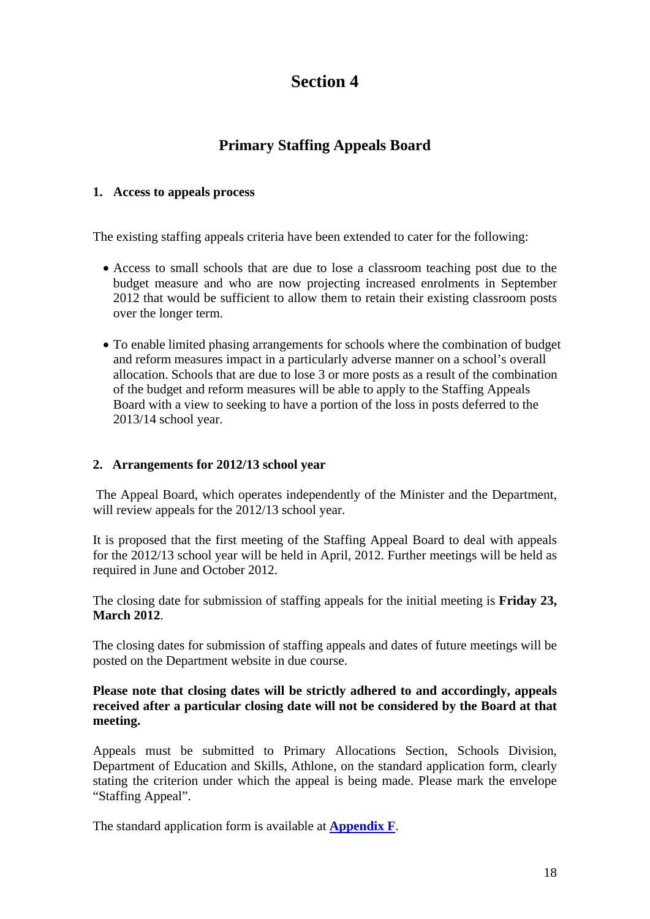# Section 4

## Primary Staffing Appeals Board

### 1. Access to appeals process

The existing staffing appeals criteria have been extended to cater for the following:

- Access to small schools that are due to lose a classroom teaching post due to the budget measure and who are now projecting increased enrolments in September 2012 that would be sufficient to allow them to retain their existing classroom posts over the longer term.
- To enable limited phasing arrangements for schools where the combination of budget and reform measures impact in a particularly adverse manner on a school's overall allocation. Schools that are due to lose 3 or more posts as a result of the combination of the budget and reform measures will be able to apply to the Staffing Appeals Board with a view to seeking to have a portion of the loss in posts deferred to the 2013/14 school year.

### 2. Arrangements for 2012/13 school year

The Appeal Board, which operates independently of the Minister and the Department, will review appeals for the 2012/13 school year.

It is proposed that the first meeting of the Staffing Appeal Board to deal with appeals for the 2012/13 school year will be held in April, 2012. Further meetings will be held as required in June and October 2012.

The closing date for submission of staffing appeals for the initial meeting is **Friday 23, March 2012**.

The closing dates for submission of staffing appeals and dates of future meetings will be posted on the Department website in due course.

**Please note that closing dates will be strictly adhered to and accordingly, appeals received after a particular closing date will not be considered by the Board at that meeting.**

Appeals must be submitted to Primary Allocations Section, Schools Division, Department of Education and Skills, Athlone, on the standard application form, clearly stating the criterion under which the appeal is being made. Please mark the envelope "Staffing Appeal".

The standard application form is available at **Appendix F**.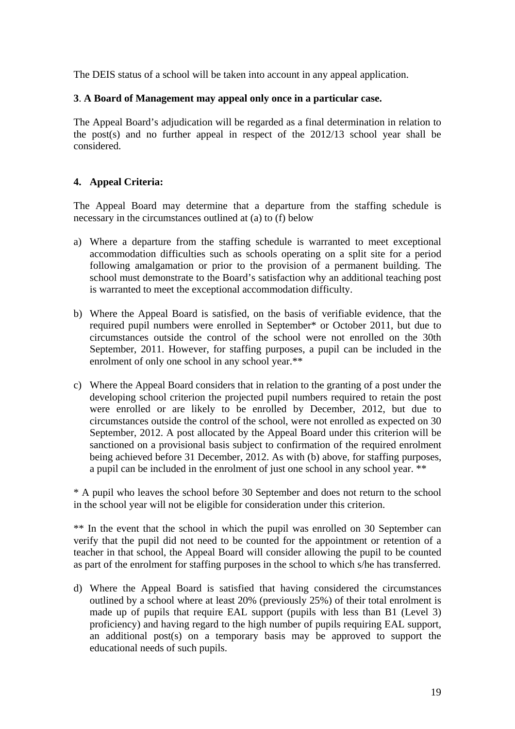The DEIS status of a school will be taken into account in any appeal application.

**3**. **A Board of Management may appeal only once in a particular case.**

The Appeal Board's adjudication will be regarded as a final determination in relation to the post(s) and no further appeal in respect of the 2012/13 school year shall be considered.

**4. Appeal Criteria:**

The Appeal Board may determine that a departure from the staffing schedule is necessary in the circumstances outlined at (a) to (f) below

a) Where a departure from the staffing schedule is warranted to meet exceptional accommodation difficulties such as schools operating on a split site for a period following amalgamation or prior to the provision of a permanent building. The school must demonstrate to the Board's satisfaction why an additional teaching post is warranted to meet the exceptional accommodation difficulty.

b) Where the Appeal Board is satisfied, on the basis of verifiable evidence, that the required pupil numbers were enrolled in September* or October 2011, but due to circumstances outside the control of the school were not enrolled on the 30th September, 2011. However, for staffing purposes, a pupil can be included in the enrolment of only one school in any school year.**

c) Where the Appeal Board considers that in relation to the granting of a post under the developing school criterion the projected pupil numbers required to retain the post were enrolled or are likely to be enrolled by December, 2012, but due to circumstances outside the control of the school, were not enrolled as expected on 30 September, 2012. A post allocated by the Appeal Board under this criterion will be sanctioned on a provisional basis subject to confirmation of the required enrolment being achieved before 31 December, 2012. As with (b) above, for staffing purposes, a pupil can be included in the enrolment of just one school in any school year. **

* A pupil who leaves the school before 30 September and does not return to the school in the school year will not be eligible for consideration under this criterion.

** In the event that the school in which the pupil was enrolled on 30 September can verify that the pupil did not need to be counted for the appointment or retention of a teacher in that school, the Appeal Board will consider allowing the pupil to be counted as part of the enrolment for staffing purposes in the school to which s/he has transferred.

d) Where the Appeal Board is satisfied that having considered the circumstances outlined by a school where at least 20% (previously 25%) of their total enrolment is made up of pupils that require EAL support (pupils with less than B1 (Level 3) proficiency) and having regard to the high number of pupils requiring EAL support, an additional post(s) on a temporary basis may be approved to support the educational needs of such pupils.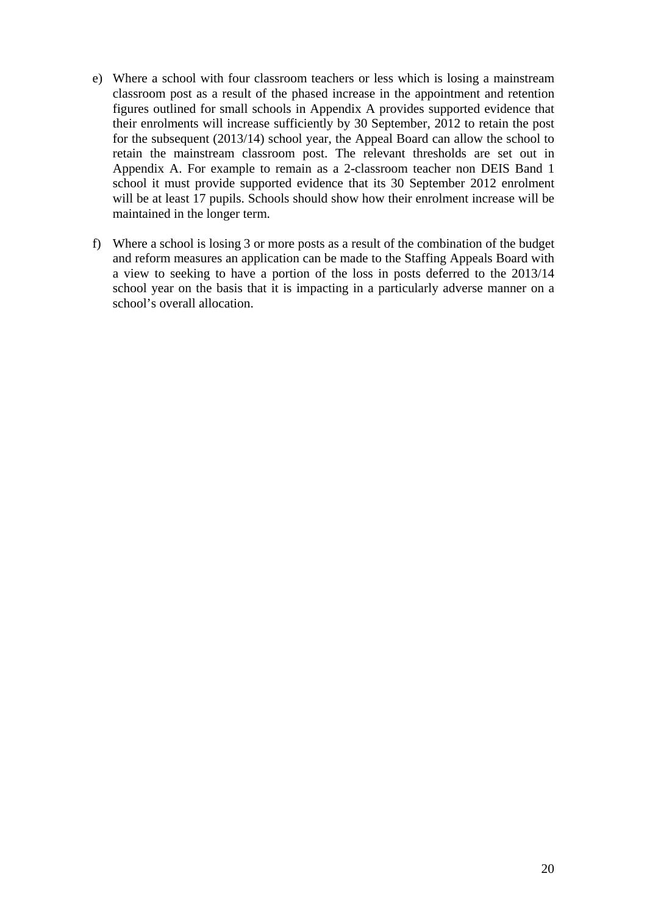e) Where a school with four classroom teachers or less which is losing a mainstream classroom post as a result of the phased increase in the appointment and retention figures outlined for small schools in Appendix A provides supported evidence that their enrolments will increase sufficiently by 30 September, 2012 to retain the post for the subsequent (2013/14) school year, the Appeal Board can allow the school to retain the mainstream classroom post. The relevant thresholds are set out in Appendix A. For example to remain as a 2-classroom teacher non DEIS Band 1 school it must provide supported evidence that its 30 September 2012 enrolment will be at least 17 pupils. Schools should show how their enrolment increase will be maintained in the longer term.

f) Where a school is losing 3 or more posts as a result of the combination of the budget and reform measures an application can be made to the Staffing Appeals Board with a view to seeking to have a portion of the loss in posts deferred to the 2013/14 school year on the basis that it is impacting in a particularly adverse manner on a school's overall allocation.